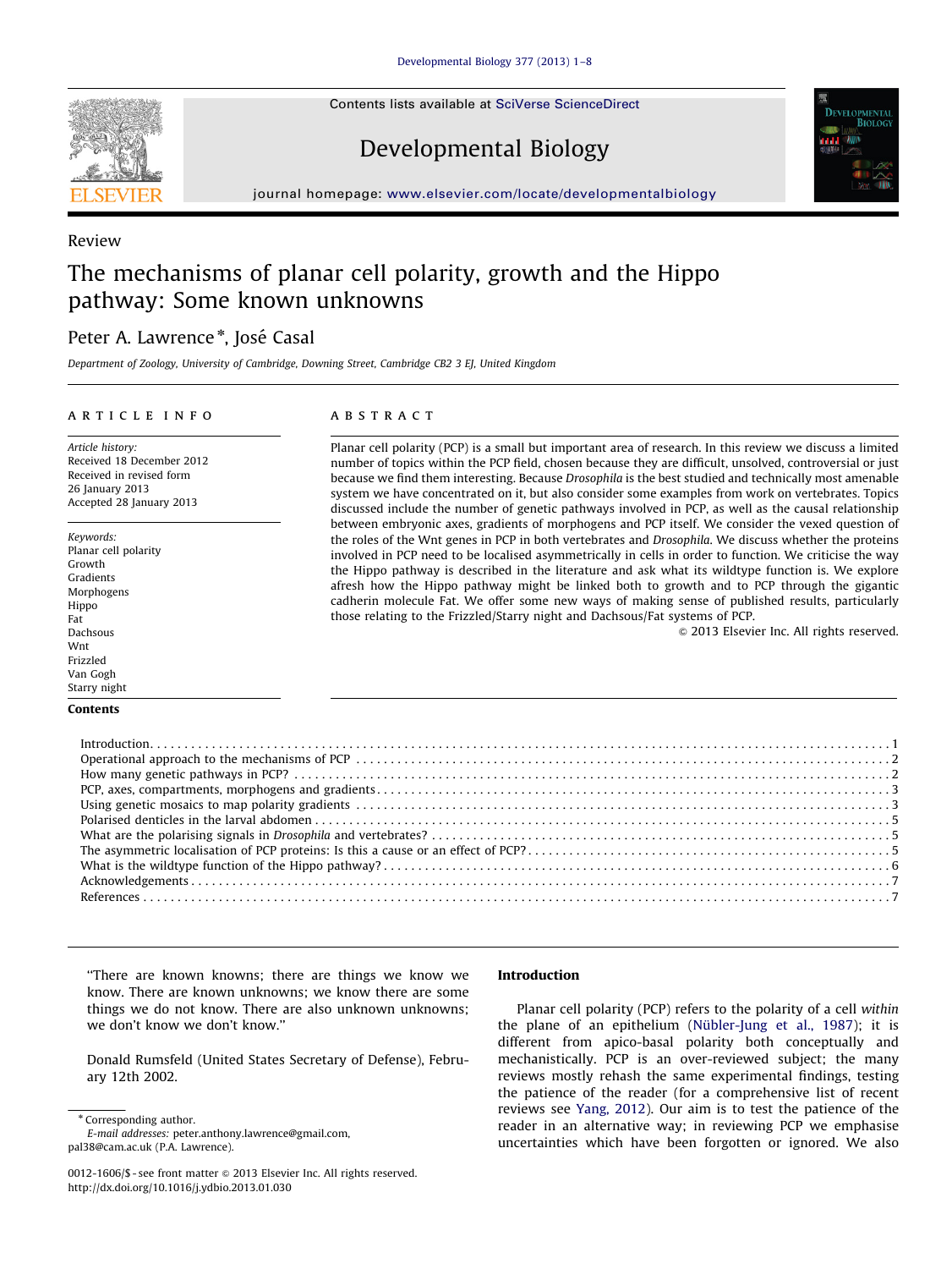Review

# The mechanisms of planar cell polarity, growth and the Hippo pathway: Some known unknowns

Peter A. Lawrence *, José Casal

*Department of Zoology, University of Cambridge, Downing Street, Cambridge CB2 3 EJ, United Kingdom*

## ARTICLE INFO

*Article history:*
Received 18 December 2012
Received in revised form
26 January 2013
Accepted 28 January 2013

*Keywords:*
Planar cell polarity
Growth
Gradients
Morphogens
Hippo
Fat
Dachsous
Wnt
Frizzled
Van Gogh
Starry night

## ABSTRACT

Planar cell polarity (PCP) is a small but important area of research. In this review we discuss a limited number of topics within the PCP field, chosen because they are difficult, unsolved, controversial or just because we find them interesting. Because *Drosophila* is the best studied and technically most amenable system we have concentrated on it, but also consider some examples from work on vertebrates. Topics discussed include the number of genetic pathways involved in PCP, as well as the causal relationship between embryonic axes, gradients of morphogens and PCP itself. We consider the vexed question of the roles of the Wnt genes in PCP in both vertebrates and *Drosophila*. We discuss whether the proteins involved in PCP need to be localised asymmetrically in cells in order to function. We criticise the way the Hippo pathway is described in the literature and ask what its wildtype function is. We explore afresh how the Hippo pathway might be linked both to growth and to PCP through the gigantic cadherin molecule Fat. We offer some new ways of making sense of published results, particularly those relating to the Frizzled/Starry night and Dachsous/Fat systems of PCP.

© 2013 Elsevier Inc. All rights reserved.

**Contents**

Introduction . . . 1
Operational approach to the mechanisms of PCP . . . 2
How many genetic pathways in PCP? . . . 2
PCP, axes, compartments, morphogens and gradients . . . 3
Using genetic mosaics to map polarity gradients . . . 3
Polarised denticles in the larval abdomen . . . 5
What are the polarising signals in *Drosophila* and vertebrates? . . . 5
The asymmetric localisation of PCP proteins: Is this a cause or an effect of PCP? . . . 5
What is the wildtype function of the Hippo pathway? . . . 6
Acknowledgements . . . 7
References . . . 7

"There are known knowns; there are things we know we know. There are known unknowns; we know there are some things we do not know. There are also unknown unknowns; we don't know we don't know."

Donald Rumsfeld (United States Secretary of Defense), February 12th 2002.

## Introduction

Planar cell polarity (PCP) refers to the polarity of a cell *within* the plane of an epithelium (Nübler-Jung et al., 1987); it is different from apico-basal polarity both conceptually and mechanistically. PCP is an over-reviewed subject; the many reviews mostly rehash the same experimental findings, testing the patience of the reader (for a comprehensive list of recent reviews see Yang, 2012). Our aim is to test the patience of the reader in an alternative way; in reviewing PCP we emphasise uncertainties which have been forgotten or ignored. We also

* Corresponding author.
E-mail addresses: peter.anthony.lawrence@gmail.com, pal38@cam.ac.uk (P.A. Lawrence).

0012-1606/$ - see front matter © 2013 Elsevier Inc. All rights reserved.
http://dx.doi.org/10.1016/j.ydbio.2013.01.030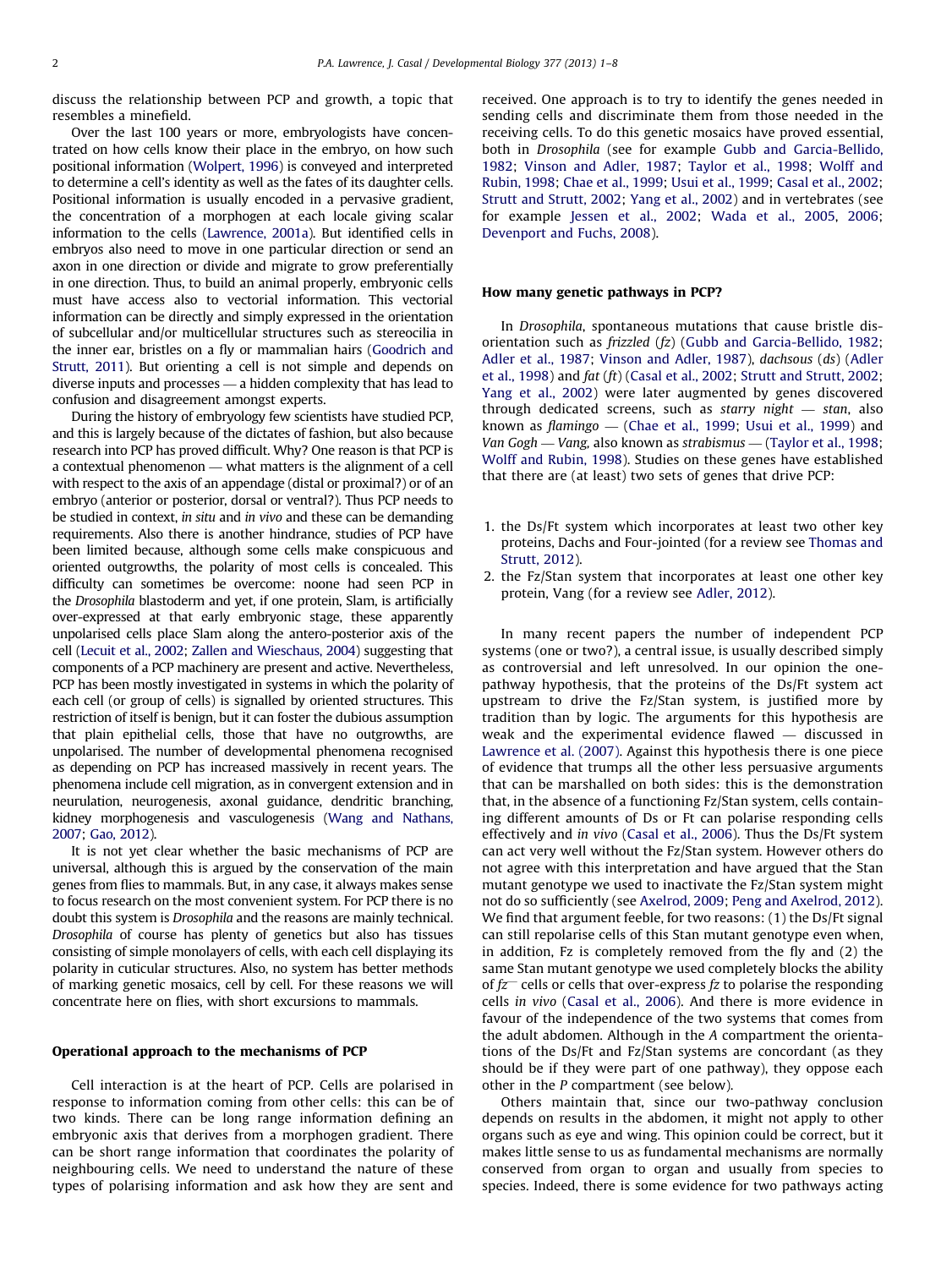discuss the relationship between PCP and growth, a topic that resembles a minefield.

Over the last 100 years or more, embryologists have concentrated on how cells know their place in the embryo, on how such positional information (Wolpert, 1996) is conveyed and interpreted to determine a cell's identity as well as the fates of its daughter cells. Positional information is usually encoded in a pervasive gradient, the concentration of a morphogen at each locale giving scalar information to the cells (Lawrence, 2001a). But identified cells in embryos also need to move in one particular direction or send an axon in one direction or divide and migrate to grow preferentially in one direction. Thus, to build an animal properly, embryonic cells must have access also to vectorial information. This vectorial information can be directly and simply expressed in the orientation of subcellular and/or multicellular structures such as stereocilia in the inner ear, bristles on a fly or mammalian hairs (Goodrich and Strutt, 2011). But orienting a cell is not simple and depends on diverse inputs and processes — a hidden complexity that has lead to confusion and disagreement amongst experts.

During the history of embryology few scientists have studied PCP, and this is largely because of the dictates of fashion, but also because research into PCP has proved difficult. Why? One reason is that PCP is a contextual phenomenon — what matters is the alignment of a cell with respect to the axis of an appendage (distal or proximal?) or of an embryo (anterior or posterior, dorsal or ventral?). Thus PCP needs to be studied in context, *in situ* and *in vivo* and these can be demanding requirements. Also there is another hindrance, studies of PCP have been limited because, although some cells make conspicuous and oriented outgrowths, the polarity of most cells is concealed. This difficulty can sometimes be overcome: noone had seen PCP in the *Drosophila* blastoderm and yet, if one protein, Slam, is artificially over-expressed at that early embryonic stage, these apparently unpolarised cells place Slam along the antero-posterior axis of the cell (Lecuit et al., 2002; Zallen and Wieschaus, 2004) suggesting that components of a PCP machinery are present and active. Nevertheless, PCP has been mostly investigated in systems in which the polarity of each cell (or group of cells) is signalled by oriented structures. This restriction of itself is benign, but it can foster the dubious assumption that plain epithelial cells, those that have no outgrowths, are unpolarised. The number of developmental phenomena recognised as depending on PCP has increased massively in recent years. The phenomena include cell migration, as in convergent extension and in neurulation, neurogenesis, axonal guidance, dendritic branching, kidney morphogenesis and vasculogenesis (Wang and Nathans, 2007; Gao, 2012).

It is not yet clear whether the basic mechanisms of PCP are universal, although this is argued by the conservation of the main genes from flies to mammals. But, in any case, it always makes sense to focus research on the most convenient system. For PCP there is no doubt this system is *Drosophila* and the reasons are mainly technical. *Drosophila* of course has plenty of genetics but also has tissues consisting of simple monolayers of cells, with each cell displaying its polarity in cuticular structures. Also, no system has better methods of marking genetic mosaics, cell by cell. For these reasons we will concentrate here on flies, with short excursions to mammals.

## Operational approach to the mechanisms of PCP

Cell interaction is at the heart of PCP. Cells are polarised in response to information coming from other cells: this can be of two kinds. There can be long range information defining an embryonic axis that derives from a morphogen gradient. There can be short range information that coordinates the polarity of neighbouring cells. We need to understand the nature of these types of polarising information and ask how they are sent and received. One approach is to try to identify the genes needed in sending cells and discriminate them from those needed in the receiving cells. To do this genetic mosaics have proved essential, both in *Drosophila* (see for example Gubb and Garcia-Bellido, 1982; Vinson and Adler, 1987; Taylor et al., 1998; Wolff and Rubin, 1998; Chae et al., 1999; Usui et al., 1999; Casal et al., 2002; Strutt and Strutt, 2002; Yang et al., 2002) and in vertebrates (see for example Jessen et al., 2002; Wada et al., 2005, 2006; Devenport and Fuchs, 2008).

## How many genetic pathways in PCP?

In *Drosophila*, spontaneous mutations that cause bristle disorientation such as *frizzled* (*fz*) (Gubb and Garcia-Bellido, 1982; Adler et al., 1987; Vinson and Adler, 1987), *dachsous* (*ds*) (Adler et al., 1998) and *fat* (*ft*) (Casal et al., 2002; Strutt and Strutt, 2002; Yang et al., 2002) were later augmented by genes discovered through dedicated screens, such as *starry night* — *stan*, also known as *flamingo* — (Chae et al., 1999; Usui et al., 1999) and *Van Gogh* — *Vang*, also known as *strabismus* — (Taylor et al., 1998; Wolff and Rubin, 1998). Studies on these genes have established that there are (at least) two sets of genes that drive PCP:

1. the Ds/Ft system which incorporates at least two other key proteins, Dachs and Four-jointed (for a review see Thomas and Strutt, 2012).
2. the Fz/Stan system that incorporates at least one other key protein, Vang (for a review see Adler, 2012).

In many recent papers the number of independent PCP systems (one or two?), a central issue, is usually described simply as controversial and left unresolved. In our opinion the one-pathway hypothesis, that the proteins of the Ds/Ft system act upstream to drive the Fz/Stan system, is justified more by tradition than by logic. The arguments for this hypothesis are weak and the experimental evidence flawed — discussed in Lawrence et al. (2007). Against this hypothesis there is one piece of evidence that trumps all the other less persuasive arguments that can be marshalled on both sides: this is the demonstration that, in the absence of a functioning Fz/Stan system, cells containing different amounts of Ds or Ft can polarise responding cells effectively and *in vivo* (Casal et al., 2006). Thus the Ds/Ft system can act very well without the Fz/Stan system. However others do not agree with this interpretation and have argued that the Stan mutant genotype we used to inactivate the Fz/Stan system might not do so sufficiently (see Axelrod, 2009; Peng and Axelrod, 2012). We find that argument feeble, for two reasons: (1) the Ds/Ft signal can still repolarise cells of this Stan mutant genotype even when, in addition, Fz is completely removed from the fly and (2) the same Stan mutant genotype we used completely blocks the ability of *fz*⁻ cells or cells that over-express *fz* to polarise the responding cells *in vivo* (Casal et al., 2006). And there is more evidence in favour of the independence of the two systems that comes from the adult abdomen. Although in the *A* compartment the orientations of the Ds/Ft and Fz/Stan systems are concordant (as they should be if they were part of one pathway), they oppose each other in the *P* compartment (see below).

Others maintain that, since our two-pathway conclusion depends on results in the abdomen, it might not apply to other organs such as eye and wing. This opinion could be correct, but it makes little sense to us as fundamental mechanisms are normally conserved from organ to organ and usually from species to species. Indeed, there is some evidence for two pathways acting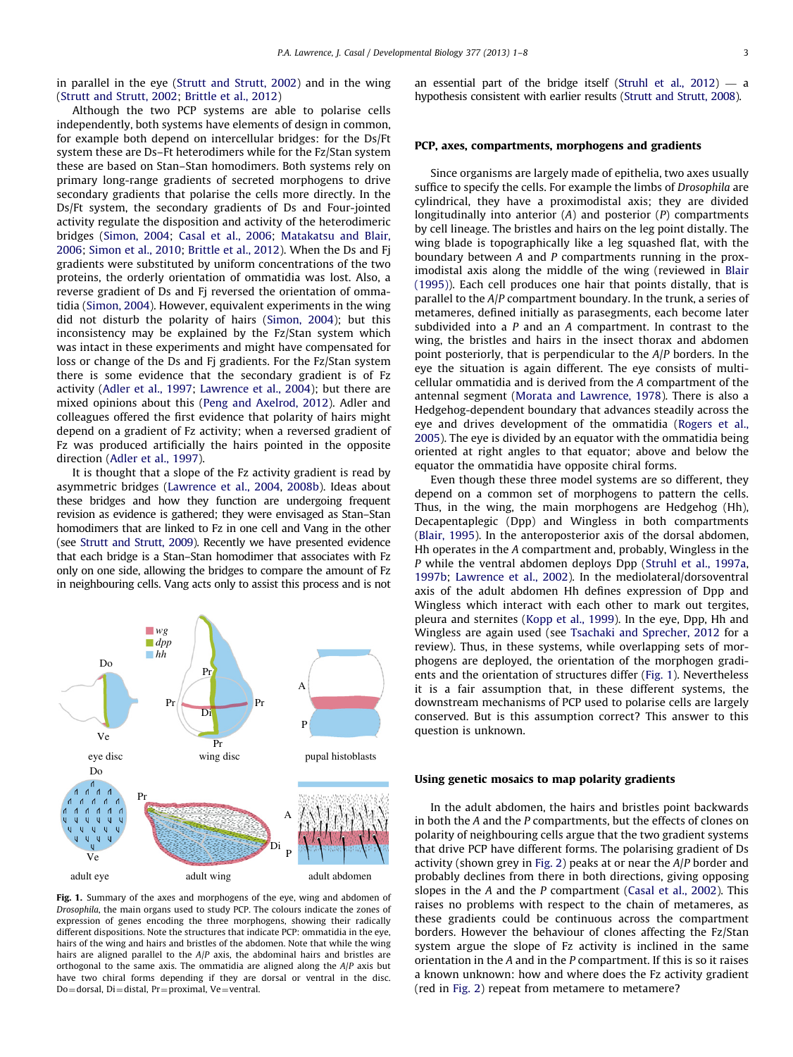in parallel in the eye (Strutt and Strutt, 2002) and in the wing (Strutt and Strutt, 2002; Brittle et al., 2012)

Although the two PCP systems are able to polarise cells independently, both systems have elements of design in common, for example both depend on intercellular bridges: for the Ds/Ft system these are Ds–Ft heterodimers while for the Fz/Stan system these are based on Stan–Stan homodimers. Both systems rely on primary long-range gradients of secreted morphogens to drive secondary gradients that polarise the cells more directly. In the Ds/Ft system, the secondary gradients of Ds and Four-jointed activity regulate the disposition and activity of the heterodimeric bridges (Simon, 2004; Casal et al., 2006; Matakatsu and Blair, 2006; Simon et al., 2010; Brittle et al., 2012). When the Ds and Fj gradients were substituted by uniform concentrations of the two proteins, the orderly orientation of ommatidia was lost. Also, a reverse gradient of Ds and Fj reversed the orientation of ommatidia (Simon, 2004). However, equivalent experiments in the wing did not disturb the polarity of hairs (Simon, 2004); but this inconsistency may be explained by the Fz/Stan system which was intact in these experiments and might have compensated for loss or change of the Ds and Fj gradients. For the Fz/Stan system there is some evidence that the secondary gradient is of Fz activity (Adler et al., 1997; Lawrence et al., 2004); but there are mixed opinions about this (Peng and Axelrod, 2012). Adler and colleagues offered the first evidence that polarity of hairs might depend on a gradient of Fz activity; when a reversed gradient of Fz was produced artificially the hairs pointed in the opposite direction (Adler et al., 1997).

It is thought that a slope of the Fz activity gradient is read by asymmetric bridges (Lawrence et al., 2004, 2008b). Ideas about these bridges and how they function are undergoing frequent revision as evidence is gathered; they were envisaged as Stan–Stan homodimers that are linked to Fz in one cell and Vang in the other (see Strutt and Strutt, 2009). Recently we have presented evidence that each bridge is a Stan–Stan homodimer that associates with Fz only on one side, allowing the bridges to compare the amount of Fz in neighbouring cells. Vang acts only to assist this process and is not an essential part of the bridge itself (Struhl et al., 2012) — a hypothesis consistent with earlier results (Strutt and Strutt, 2008).

**Fig. 1.** Summary of the axes and morphogens of the eye, wing and abdomen of *Drosophila*, the main organs used to study PCP. The colours indicate the zones of expression of genes encoding the three morphogens, showing their radically different dispositions. Note the structures that indicate PCP: ommatidia in the eye, hairs of the wing and hairs and bristles of the abdomen. Note that while the wing hairs are aligned parallel to the *A*/*P* axis, the abdominal hairs and bristles are orthogonal to the same axis. The ommatidia are aligned along the *A*/*P* axis but have two chiral forms depending if they are dorsal or ventral in the disc. Do = dorsal, Di = distal, Pr = proximal, Ve = ventral.

## PCP, axes, compartments, morphogens and gradients

Since organisms are largely made of epithelia, two axes usually suffice to specify the cells. For example the limbs of *Drosophila* are cylindrical, they have a proximodistal axis; they are divided longitudinally into anterior (*A*) and posterior (*P*) compartments by cell lineage. The bristles and hairs on the leg point distally. The wing blade is topographically like a leg squashed flat, with the boundary between *A* and *P* compartments running in the proximodistal axis along the middle of the wing (reviewed in Blair (1995)). Each cell produces one hair that points distally, that is parallel to the *A*/*P* compartment boundary. In the trunk, a series of metameres, defined initially as parasegments, each become later subdivided into a *P* and an *A* compartment. In contrast to the wing, the bristles and hairs in the insect thorax and abdomen point posteriorly, that is perpendicular to the *A*/*P* borders. In the eye the situation is again different. The eye consists of multicellular ommatidia and is derived from the *A* compartment of the antennal segment (Morata and Lawrence, 1978). There is also a Hedgehog-dependent boundary that advances steadily across the eye and drives development of the ommatidia (Rogers et al., 2005). The eye is divided by an equator with the ommatidia being oriented at right angles to that equator; above and below the equator the ommatidia have opposite chiral forms.

Even though these three model systems are so different, they depend on a common set of morphogens to pattern the cells. Thus, in the wing, the main morphogens are Hedgehog (Hh), Decapentaplegic (Dpp) and Wingless in both compartments (Blair, 1995). In the anteroposterior axis of the dorsal abdomen, Hh operates in the *A* compartment and, probably, Wingless in the *P* while the ventral abdomen deploys Dpp (Struhl et al., 1997a, 1997b; Lawrence et al., 2002). In the mediolateral/dorsoventral axis of the adult abdomen Hh defines expression of Dpp and Wingless which interact with each other to mark out tergites, pleura and sternites (Kopp et al., 1999). In the eye, Dpp, Hh and Wingless are again used (see Tsachaki and Sprecher, 2012 for a review). Thus, in these systems, while overlapping sets of morphogens are deployed, the orientation of the morphogen gradients and the orientation of structures differ (Fig. 1). Nevertheless it is a fair assumption that, in these different systems, the downstream mechanisms of PCP used to polarise cells are largely conserved. But is this assumption correct? This answer to this question is unknown.

## Using genetic mosaics to map polarity gradients

In the adult abdomen, the hairs and bristles point backwards in both the *A* and the *P* compartments, but the effects of clones on polarity of neighbouring cells argue that the two gradient systems that drive PCP have different forms. The polarising gradient of Ds activity (shown grey in Fig. 2) peaks at or near the *A*/*P* border and probably declines from there in both directions, giving opposing slopes in the *A* and the *P* compartment (Casal et al., 2002). This raises no problems with respect to the chain of metameres, as these gradients could be continuous across the compartment borders. However the behaviour of clones affecting the Fz/Stan system argue the slope of Fz activity is inclined in the same orientation in the *A* and in the *P* compartment. If this is so it raises a known unknown: how and where does the Fz activity gradient (red in Fig. 2) repeat from metamere to metamere?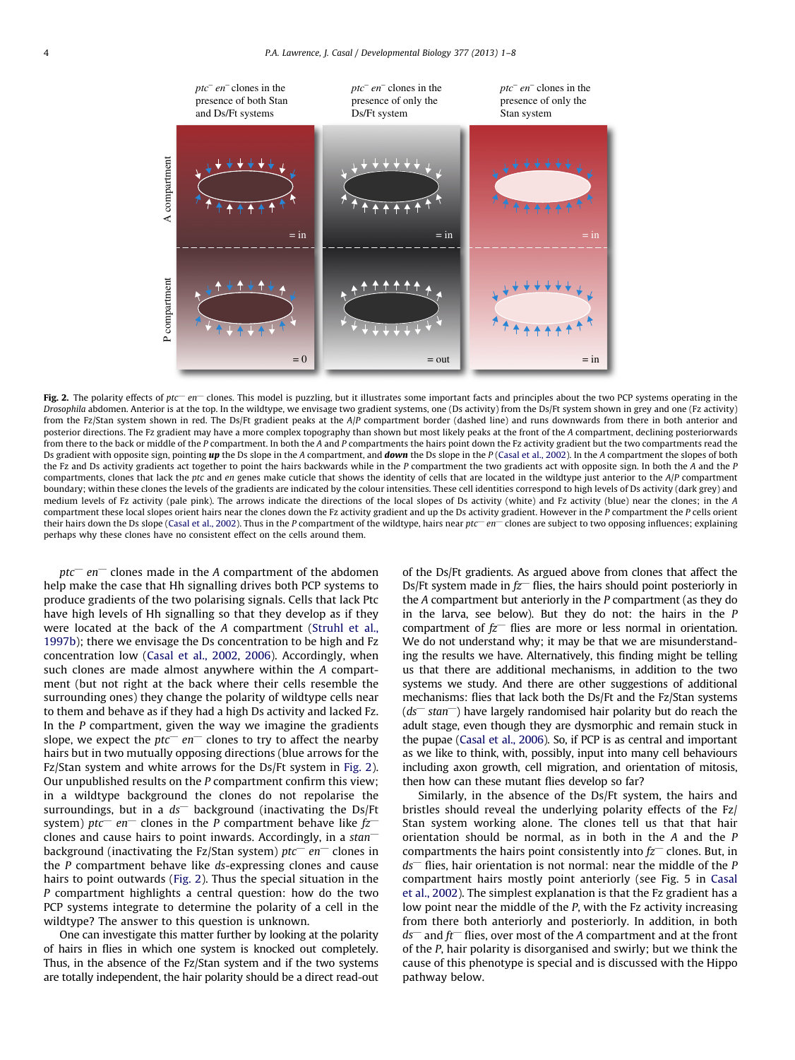**Fig. 2.** The polarity effects of *ptc⁻ en⁻* clones. This model is puzzling, but it illustrates some important facts and principles about the two PCP systems operating in the *Drosophila* abdomen. Anterior is at the top. In the wildtype, we envisage two gradient systems, one (Ds activity) from the Ds/Ft system shown in grey and one (Fz activity) from the Fz/Stan system shown in red. The Ds/Ft gradient peaks at the *A/P* compartment border (dashed line) and runs downwards from there in both anterior and posterior directions. The Fz gradient may have a more complex topography than shown but most likely peaks at the front of the *A* compartment, declining posteriorwards from there to the back or middle of the *P* compartment. In both the *A* and *P* compartments the hairs point down the Fz activity gradient but the two compartments read the Ds gradient with opposite sign, pointing ***up*** the Ds slope in the *A* compartment, and ***down*** the Ds slope in the *P* (Casal et al., 2002). In the *A* compartment the slopes of both the Fz and Ds activity gradients act together to point the hairs backwards while in the *P* compartment the two gradients act with opposite sign. In both the *A* and the *P* compartments, clones that lack the *ptc* and *en* genes make cuticle that shows the identity of cells that are located in the wildtype just anterior to the *A/P* compartment boundary; within these clones the levels of the gradients are indicated by the colour intensities. These cell identities correspond to high levels of Ds activity (dark grey) and medium levels of Fz activity (pale pink). The arrows indicate the directions of the local slopes of Ds activity (white) and Fz activity (blue) near the clones; in the *A* compartment these local slopes orient hairs near the clones down the Fz activity gradient and up the Ds activity gradient. However in the *P* compartment the *P* cells orient their hairs down the Ds slope (Casal et al., 2002). Thus in the *P* compartment of the wildtype, hairs near *ptc⁻ en⁻* clones are subject to two opposing influences; explaining perhaps why these clones have no consistent effect on the cells around them.

*ptc⁻ en⁻* clones made in the *A* compartment of the abdomen help make the case that Hh signalling drives both PCP systems to produce gradients of the two polarising signals. Cells that lack Ptc have high levels of Hh signalling so that they develop as if they were located at the back of the *A* compartment (Struhl et al., 1997b); there we envisage the Ds concentration to be high and Fz concentration low (Casal et al., 2002, 2006). Accordingly, when such clones are made almost anywhere within the *A* compartment (but not right at the back where their cells resemble the surrounding ones) they change the polarity of wildtype cells near to them and behave as if they had a high Ds activity and lacked Fz. In the *P* compartment, given the way we imagine the gradients slope, we expect the *ptc⁻ en⁻* clones to try to affect the nearby hairs but in two mutually opposing directions (blue arrows for the Fz/Stan system and white arrows for the Ds/Ft system in Fig. 2). Our unpublished results on the *P* compartment confirm this view; in a wildtype background the clones do not repolarise the surroundings, but in a *ds⁻* background (inactivating the Ds/Ft system) *ptc⁻ en⁻* clones in the *P* compartment behave like *fz⁻* clones and cause hairs to point inwards. Accordingly, in a *stan⁻* background (inactivating the Fz/Stan system) *ptc⁻ en⁻* clones in the *P* compartment behave like *ds*-expressing clones and cause hairs to point outwards (Fig. 2). Thus the special situation in the *P* compartment highlights a central question: how do the two PCP systems integrate to determine the polarity of a cell in the wildtype? The answer to this question is unknown.

One can investigate this matter further by looking at the polarity of hairs in flies in which one system is knocked out completely. Thus, in the absence of the Fz/Stan system and if the two systems are totally independent, the hair polarity should be a direct read-out of the Ds/Ft gradients. As argued above from clones that affect the Ds/Ft system made in *fz⁻* flies, the hairs should point posteriorly in the *A* compartment but anteriorly in the *P* compartment (as they do in the larva, see below). But they do not: the hairs in the *P* compartment of *fz⁻* flies are more or less normal in orientation. We do not understand why; it may be that we are misunderstanding the results we have. Alternatively, this finding might be telling us that there are additional mechanisms, in addition to the two systems we study. And there are other suggestions of additional mechanisms: flies that lack both the Ds/Ft and the Fz/Stan systems (*ds⁻ stan⁻*) have largely randomised hair polarity but do reach the adult stage, even though they are dysmorphic and remain stuck in the pupae (Casal et al., 2006). So, if PCP is as central and important as we like to think, with, possibly, input into many cell behaviours including axon growth, cell migration, and orientation of mitosis, then how can these mutant flies develop so far?

Similarly, in the absence of the Ds/Ft system, the hairs and bristles should reveal the underlying polarity effects of the Fz/Stan system working alone. The clones tell us that that hair orientation should be normal, as in both in the *A* and the *P* compartments the hairs point consistently into *fz⁻* clones. But, in *ds⁻* flies, hair orientation is not normal: near the middle of the *P* compartment hairs mostly point anteriorly (see Fig. 5 in Casal et al., 2002). The simplest explanation is that the Fz gradient has a low point near the middle of the *P*, with the Fz activity increasing from there both anteriorly and posteriorly. In addition, in both *ds⁻* and *ft⁻* flies, over most of the *A* compartment and at the front of the *P*, hair polarity is disorganised and swirly; but we think the cause of this phenotype is special and is discussed with the Hippo pathway below.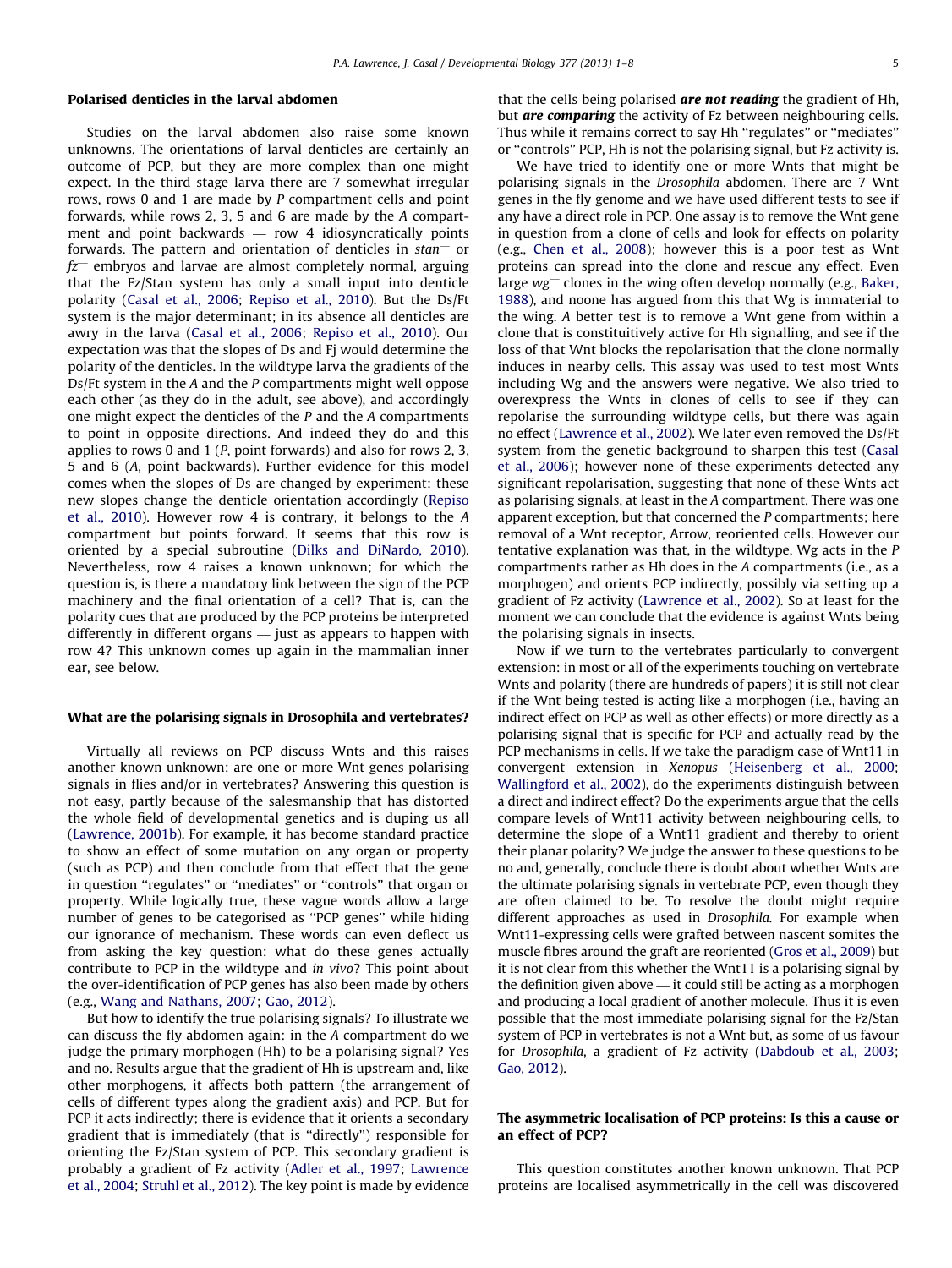## Polarised denticles in the larval abdomen

Studies on the larval abdomen also raise some known unknowns. The orientations of larval denticles are certainly an outcome of PCP, but they are more complex than one might expect. In the third stage larva there are 7 somewhat irregular rows, rows 0 and 1 are made by *P* compartment cells and point forwards, while rows 2, 3, 5 and 6 are made by the *A* compartment and point backwards — row 4 idiosyncratically points forwards. The pattern and orientation of denticles in *stan*$^{-}$ or *fz*$^{-}$ embryos and larvae are almost completely normal, arguing that the Fz/Stan system has only a small input into denticle polarity (Casal et al., 2006; Repiso et al., 2010). But the Ds/Ft system is the major determinant; in its absence all denticles are awry in the larva (Casal et al., 2006; Repiso et al., 2010). Our expectation was that the slopes of Ds and Fj would determine the polarity of the denticles. In the wildtype larva the gradients of the Ds/Ft system in the *A* and the *P* compartments might well oppose each other (as they do in the adult, see above), and accordingly one might expect the denticles of the *P* and the *A* compartments to point in opposite directions. And indeed they do and this applies to rows 0 and 1 (*P*, point forwards) and also for rows 2, 3, 5 and 6 (*A*, point backwards). Further evidence for this model comes when the slopes of Ds are changed by experiment: these new slopes change the denticle orientation accordingly (Repiso et al., 2010). However row 4 is contrary, it belongs to the *A* compartment but points forward. It seems that this row is oriented by a special subroutine (Dilks and DiNardo, 2010). Nevertheless, row 4 raises a known unknown; for which the question is, is there a mandatory link between the sign of the PCP machinery and the final orientation of a cell? That is, can the polarity cues that are produced by the PCP proteins be interpreted differently in different organs — just as appears to happen with row 4? This unknown comes up again in the mammalian inner ear, see below.

## What are the polarising signals in Drosophila and vertebrates?

Virtually all reviews on PCP discuss Wnts and this raises another known unknown: are one or more Wnt genes polarising signals in flies and/or in vertebrates? Answering this question is not easy, partly because of the salesmanship that has distorted the whole field of developmental genetics and is duping us all (Lawrence, 2001b). For example, it has become standard practice to show an effect of some mutation on any organ or property (such as PCP) and then conclude from that effect that the gene in question "regulates" or "mediates" or "controls" that organ or property. While logically true, these vague words allow a large number of genes to be categorised as "PCP genes" while hiding our ignorance of mechanism. These words can even deflect us from asking the key question: what do these genes actually contribute to PCP in the wildtype and *in vivo*? This point about the over-identification of PCP genes has also been made by others (e.g., Wang and Nathans, 2007; Gao, 2012).

But how to identify the true polarising signals? To illustrate we can discuss the fly abdomen again: in the *A* compartment do we judge the primary morphogen (Hh) to be a polarising signal? Yes and no. Results argue that the gradient of Hh is upstream and, like other morphogens, it affects both pattern (the arrangement of cells of different types along the gradient axis) and PCP. But for PCP it acts indirectly; there is evidence that it orients a secondary gradient that is immediately (that is "directly") responsible for orienting the Fz/Stan system of PCP. This secondary gradient is probably a gradient of Fz activity (Adler et al., 1997; Lawrence et al., 2004; Struhl et al., 2012). The key point is made by evidence that the cells being polarised ***are not reading*** the gradient of Hh, but ***are comparing*** the activity of Fz between neighbouring cells. Thus while it remains correct to say Hh "regulates" or "mediates" or "controls" PCP, Hh is not the polarising signal, but Fz activity is.

We have tried to identify one or more Wnts that might be polarising signals in the *Drosophila* abdomen. There are 7 Wnt genes in the fly genome and we have used different tests to see if any have a direct role in PCP. One assay is to remove the Wnt gene in question from a clone of cells and look for effects on polarity (e.g., Chen et al., 2008); however this is a poor test as Wnt proteins can spread into the clone and rescue any effect. Even large *wg*$^{-}$ clones in the wing often develop normally (e.g., Baker, 1988), and noone has argued from this that Wg is immaterial to the wing. A better test is to remove a Wnt gene from within a clone that is constituitively active for Hh signalling, and see if the loss of that Wnt blocks the repolarisation that the clone normally induces in nearby cells. This assay was used to test most Wnts including Wg and the answers were negative. We also tried to overexpress the Wnts in clones of cells to see if they can repolarise the surrounding wildtype cells, but there was again no effect (Lawrence et al., 2002). We later even removed the Ds/Ft system from the genetic background to sharpen this test (Casal et al., 2006); however none of these experiments detected any significant repolarisation, suggesting that none of these Wnts act as polarising signals, at least in the *A* compartment. There was one apparent exception, but that concerned the *P* compartments; here removal of a Wnt receptor, Arrow, reoriented cells. However our tentative explanation was that, in the wildtype, Wg acts in the *P* compartments rather as Hh does in the *A* compartments (i.e., as a morphogen) and orients PCP indirectly, possibly via setting up a gradient of Fz activity (Lawrence et al., 2002). So at least for the moment we can conclude that the evidence is against Wnts being the polarising signals in insects.

Now if we turn to the vertebrates particularly to convergent extension: in most or all of the experiments touching on vertebrate Wnts and polarity (there are hundreds of papers) it is still not clear if the Wnt being tested is acting like a morphogen (i.e., having an indirect effect on PCP as well as other effects) or more directly as a polarising signal that is specific for PCP and actually read by the PCP mechanisms in cells. If we take the paradigm case of Wnt11 in convergent extension in *Xenopus* (Heisenberg et al., 2000; Wallingford et al., 2002), do the experiments distinguish between a direct and indirect effect? Do the experiments argue that the cells compare levels of Wnt11 activity between neighbouring cells, to determine the slope of a Wnt11 gradient and thereby to orient their planar polarity? We judge the answer to these questions to be no and, generally, conclude there is doubt about whether Wnts are the ultimate polarising signals in vertebrate PCP, even though they are often claimed to be. To resolve the doubt might require different approaches as used in *Drosophila*. For example when Wnt11-expressing cells were grafted between nascent somites the muscle fibres around the graft are reoriented (Gros et al., 2009) but it is not clear from this whether the Wnt11 is a polarising signal by the definition given above — it could still be acting as a morphogen and producing a local gradient of another molecule. Thus it is even possible that the most immediate polarising signal for the Fz/Stan system of PCP in vertebrates is not a Wnt but, as some of us favour for *Drosophila*, a gradient of Fz activity (Dabdoub et al., 2003; Gao, 2012).

## The asymmetric localisation of PCP proteins: Is this a cause or an effect of PCP?

This question constitutes another known unknown. That PCP proteins are localised asymmetrically in the cell was discovered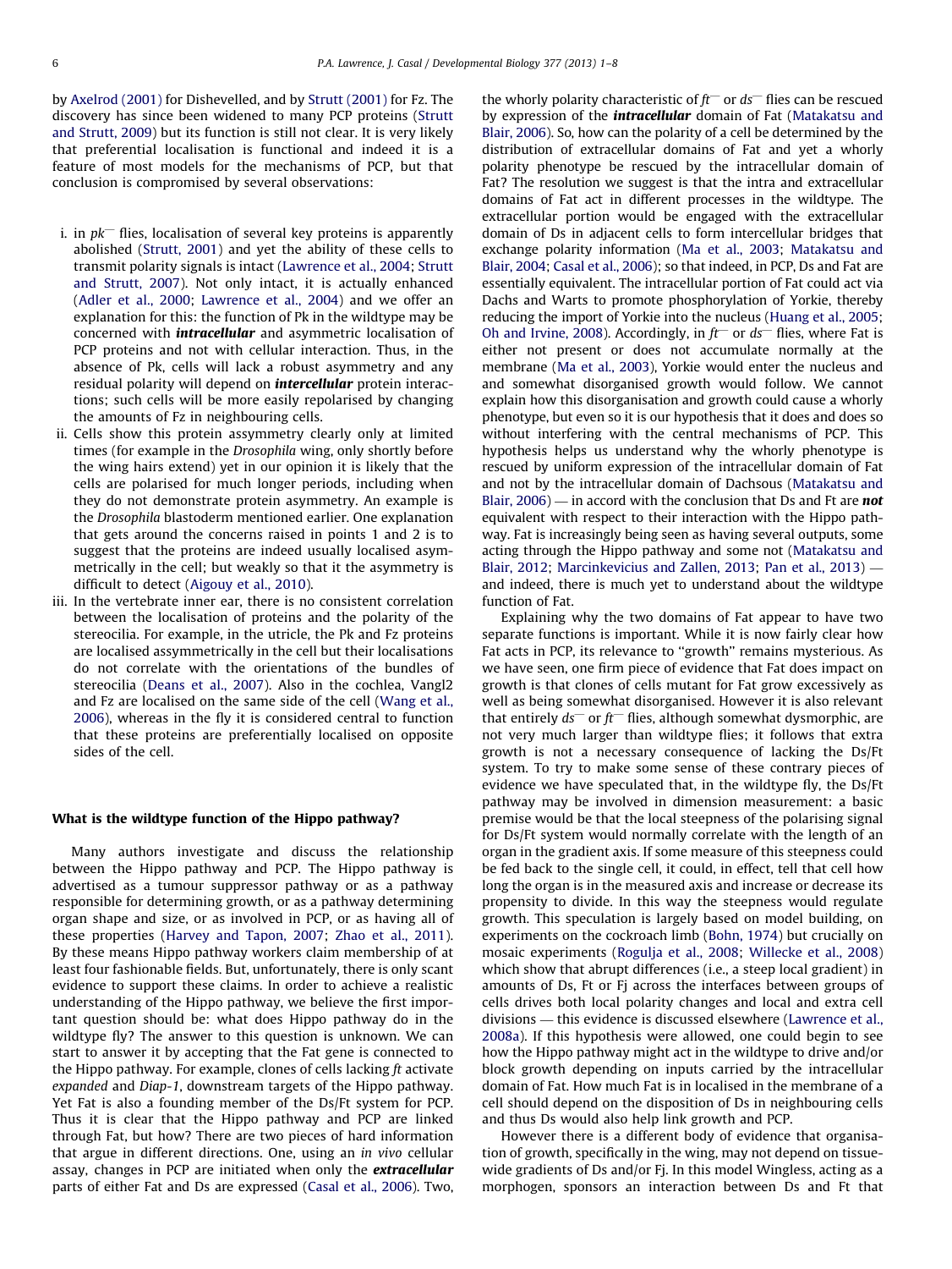by Axelrod (2001) for Dishevelled, and by Strutt (2001) for Fz. The discovery has since been widened to many PCP proteins (Strutt and Strutt, 2009) but its function is still not clear. It is very likely that preferential localisation is functional and indeed it is a feature of most models for the mechanisms of PCP, but that conclusion is compromised by several observations:

i. in *pk*⁻ flies, localisation of several key proteins is apparently abolished (Strutt, 2001) and yet the ability of these cells to transmit polarity signals is intact (Lawrence et al., 2004; Strutt and Strutt, 2007). Not only intact, it is actually enhanced (Adler et al., 2000; Lawrence et al., 2004) and we offer an explanation for this: the function of Pk in the wildtype may be concerned with ***intracellular*** and asymmetric localisation of PCP proteins and not with cellular interaction. Thus, in the absence of Pk, cells will lack a robust asymmetry and any residual polarity will depend on ***intercellular*** protein interactions; such cells will be more easily repolarised by changing the amounts of Fz in neighbouring cells.
ii. Cells show this protein assymmetry clearly only at limited times (for example in the *Drosophila* wing, only shortly before the wing hairs extend) yet in our opinion it is likely that the cells are polarised for much longer periods, including when they do not demonstrate protein asymmetry. An example is the *Drosophila* blastoderm mentioned earlier. One explanation that gets around the concerns raised in points 1 and 2 is to suggest that the proteins are indeed usually localised asymmetrically in the cell; but weakly so that it the asymmetry is difficult to detect (Aigouy et al., 2010).
iii. In the vertebrate inner ear, there is no consistent correlation between the localisation of proteins and the polarity of the stereocilia. For example, in the utricle, the Pk and Fz proteins are localised assymmetrically in the cell but their localisations do not correlate with the orientations of the bundles of stereocilia (Deans et al., 2007). Also in the cochlea, Vangl2 and Fz are localised on the same side of the cell (Wang et al., 2006), whereas in the fly it is considered central to function that these proteins are preferentially localised on opposite sides of the cell.

### What is the wildtype function of the Hippo pathway?

Many authors investigate and discuss the relationship between the Hippo pathway and PCP. The Hippo pathway is advertised as a tumour suppressor pathway or as a pathway responsible for determining growth, or as a pathway determining organ shape and size, or as involved in PCP, or as having all of these properties (Harvey and Tapon, 2007; Zhao et al., 2011). By these means Hippo pathway workers claim membership of at least four fashionable fields. But, unfortunately, there is only scant evidence to support these claims. In order to achieve a realistic understanding of the Hippo pathway, we believe the first important question should be: what does Hippo pathway do in the wildtype fly? The answer to this question is unknown. We can start to answer it by accepting that the Fat gene is connected to the Hippo pathway. For example, clones of cells lacking *ft* activate *expanded* and *Diap-1*, downstream targets of the Hippo pathway. Yet Fat is also a founding member of the Ds/Ft system for PCP. Thus it is clear that the Hippo pathway and PCP are linked through Fat, but how? There are two pieces of hard information that argue in different directions. One, using an *in vivo* cellular assay, changes in PCP are initiated when only the ***extracellular*** parts of either Fat and Ds are expressed (Casal et al., 2006). Two, the whorly polarity characteristic of *ft*⁻ or *ds*⁻ flies can be rescued by expression of the ***intracellular*** domain of Fat (Matakatsu and Blair, 2006). So, how can the polarity of a cell be determined by the distribution of extracellular domains of Fat and yet a whorly polarity phenotype be rescued by the intracellular domain of Fat? The resolution we suggest is that the intra and extracellular domains of Fat act in different processes in the wildtype. The extracellular portion would be engaged with the extracellular domain of Ds in adjacent cells to form intercellular bridges that exchange polarity information (Ma et al., 2003; Matakatsu and Blair, 2004; Casal et al., 2006); so that indeed, in PCP, Ds and Fat are essentially equivalent. The intracellular portion of Fat could act via Dachs and Warts to promote phosphorylation of Yorkie, thereby reducing the import of Yorkie into the nucleus (Huang et al., 2005; Oh and Irvine, 2008). Accordingly, in *ft*⁻ or *ds*⁻ flies, where Fat is either not present or does not accumulate normally at the membrane (Ma et al., 2003), Yorkie would enter the nucleus and and somewhat disorganised growth would follow. We cannot explain how this disorganisation and growth could cause a whorly phenotype, but even so it is our hypothesis that it does and does so without interfering with the central mechanisms of PCP. This hypothesis helps us understand why the whorly phenotype is rescued by uniform expression of the intracellular domain of Fat and not by the intracellular domain of Dachsous (Matakatsu and Blair, 2006) — in accord with the conclusion that Ds and Ft are ***not*** equivalent with respect to their interaction with the Hippo pathway. Fat is increasingly being seen as having several outputs, some acting through the Hippo pathway and some not (Matakatsu and Blair, 2012; Marcinkevicius and Zallen, 2013; Pan et al., 2013) — and indeed, there is much yet to understand about the wildtype function of Fat.

Explaining why the two domains of Fat appear to have two separate functions is important. While it is now fairly clear how Fat acts in PCP, its relevance to "growth" remains mysterious. As we have seen, one firm piece of evidence that Fat does impact on growth is that clones of cells mutant for Fat grow excessively as well as being somewhat disorganised. However it is also relevant that entirely *ds*⁻ or *ft*⁻ flies, although somewhat dysmorphic, are not very much larger than wildtype flies; it follows that extra growth is not a necessary consequence of lacking the Ds/Ft system. To try to make some sense of these contrary pieces of evidence we have speculated that, in the wildtype fly, the Ds/Ft pathway may be involved in dimension measurement: a basic premise would be that the local steepness of the polarising signal for Ds/Ft system would normally correlate with the length of an organ in the gradient axis. If some measure of this steepness could be fed back to the single cell, it could, in effect, tell that cell how long the organ is in the measured axis and increase or decrease its propensity to divide. In this way the steepness would regulate growth. This speculation is largely based on model building, on experiments on the cockroach limb (Bohn, 1974) but crucially on mosaic experiments (Rogulja et al., 2008; Willecke et al., 2008) which show that abrupt differences (i.e., a steep local gradient) in amounts of Ds, Ft or Fj across the interfaces between groups of cells drives both local polarity changes and local and extra cell divisions — this evidence is discussed elsewhere (Lawrence et al., 2008a). If this hypothesis were allowed, one could begin to see how the Hippo pathway might act in the wildtype to drive and/or block growth depending on inputs carried by the intracellular domain of Fat. How much Fat is in localised in the membrane of a cell should depend on the disposition of Ds in neighbouring cells and thus Ds would also help link growth and PCP.

However there is a different body of evidence that organisation of growth, specifically in the wing, may not depend on tissue-wide gradients of Ds and/or Fj. In this model Wingless, acting as a morphogen, sponsors an interaction between Ds and Ft that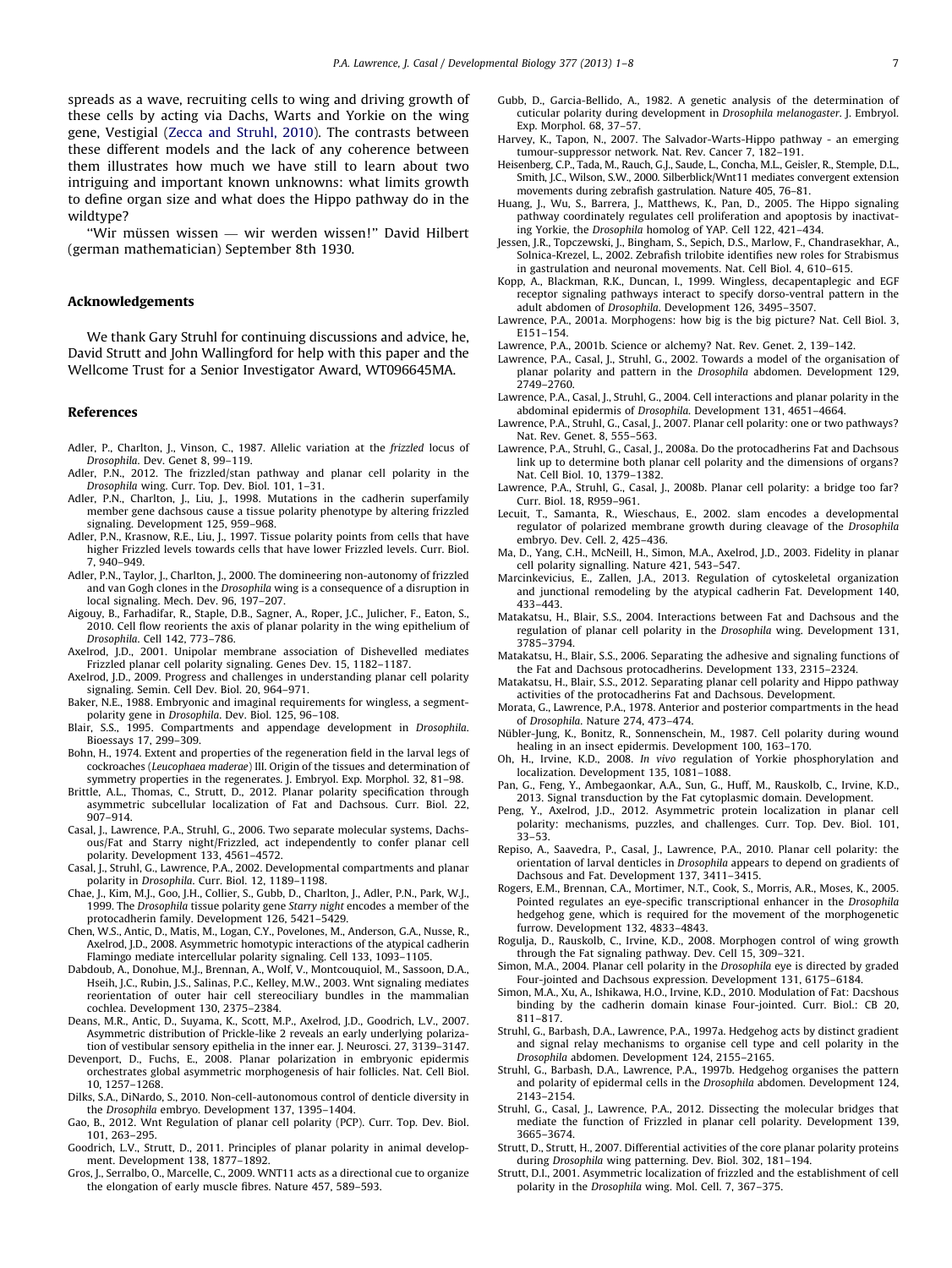spreads as a wave, recruiting cells to wing and driving growth of these cells by acting via Dachs, Warts and Yorkie on the wing gene, Vestigial (Zecca and Struhl, 2010). The contrasts between these different models and the lack of any coherence between them illustrates how much we have still to learn about two intriguing and important known unknowns: what limits growth to define organ size and what does the Hippo pathway do in the wildtype?

"Wir müssen wissen — wir werden wissen!" David Hilbert (german mathematician) September 8th 1930.

## Acknowledgements

We thank Gary Struhl for continuing discussions and advice, he, David Strutt and John Wallingford for help with this paper and the Wellcome Trust for a Senior Investigator Award, WT096645MA.

## References

Adler, P., Charlton, J., Vinson, C., 1987. Allelic variation at the *frizzled* locus of *Drosophila*. Dev. Genet 8, 99–119.

Adler, P.N., 2012. The frizzled/stan pathway and planar cell polarity in the *Drosophila* wing. Curr. Top. Dev. Biol. 101, 1–31.

Adler, P.N., Charlton, J., Liu, J., 1998. Mutations in the cadherin superfamily member gene dachsous cause a tissue polarity phenotype by altering frizzled signaling. Development 125, 959–968.

Adler, P.N., Krasnow, R.E., Liu, J., 1997. Tissue polarity points from cells that have higher Frizzled levels towards cells that have lower Frizzled levels. Curr. Biol. 7, 940–949.

Adler, P.N., Taylor, J., Charlton, J., 2000. The domineering non-autonomy of frizzled and van Gogh clones in the *Drosophila* wing is a consequence of a disruption in local signaling. Mech. Dev. 96, 197–207.

Aigouy, B., Farhadifar, R., Staple, D.B., Sagner, A., Roper, J.C., Julicher, F., Eaton, S., 2010. Cell flow reorients the axis of planar polarity in the wing epithelium of *Drosophila*. Cell 142, 773–786.

Axelrod, J.D., 2001. Unipolar membrane association of Dishevelled mediates Frizzled planar cell polarity signaling. Genes Dev. 15, 1182–1187.

Axelrod, J.D., 2009. Progress and challenges in understanding planar cell polarity signaling. Semin. Cell Dev. Biol. 20, 964–971.

Baker, N.E., 1988. Embryonic and imaginal requirements for wingless, a segment-polarity gene in *Drosophila*. Dev. Biol. 125, 96–108.

Blair, S.S., 1995. Compartments and appendage development in *Drosophila*. Bioessays 17, 299–309.

Bohn, H., 1974. Extent and properties of the regeneration field in the larval legs of cockroaches (*Leucophaea maderae*) III. Origin of the tissues and determination of symmetry properties in the regenerates. J. Embryol. Exp. Morphol. 32, 81–98.

Brittle, A.L., Thomas, C., Strutt, D., 2012. Planar polarity specification through asymmetric subcellular localization of Fat and Dachsous. Curr. Biol. 22, 907–914.

Casal, J., Lawrence, P.A., Struhl, G., 2006. Two separate molecular systems, Dachsous/Fat and Starry night/Frizzled, act independently to confer planar cell polarity. Development 133, 4561–4572.

Casal, J., Struhl, G., Lawrence, P.A., 2002. Developmental compartments and planar polarity in *Drosophila*. Curr. Biol. 12, 1189–1198.

Chae, J., Kim, M.J., Goo, J.H., Collier, S., Gubb, D., Charlton, J., Adler, P.N., Park, W.J., 1999. The *Drosophila* tissue polarity gene *Starry night* encodes a member of the protocadherin family. Development 126, 5421–5429.

Chen, W.S., Antic, D., Matis, M., Logan, C.Y., Povelones, M., Anderson, G.A., Nusse, R., Axelrod, J.D., 2008. Asymmetric homotypic interactions of the atypical cadherin Flamingo mediate intercellular polarity signaling. Cell 133, 1093–1105.

Dabdoub, A., Donohue, M.J., Brennan, A., Wolf, V., Montcouquiol, M., Sassoon, D.A., Hseih, J.C., Rubin, J.S., Salinas, P.C., Kelley, M.W., 2003. Wnt signaling mediates reorientation of outer hair cell stereociliary bundles in the mammalian cochlea. Development 130, 2375–2384.

Deans, M.R., Antic, D., Suyama, K., Scott, M.P., Axelrod, J.D., Goodrich, L.V., 2007. Asymmetric distribution of Prickle-like 2 reveals an early underlying polarization of vestibular sensory epithelia in the inner ear. J. Neurosci. 27, 3139–3147.

Devenport, D., Fuchs, E., 2008. Planar polarization in embryonic epidermis orchestrates global asymmetric morphogenesis of hair follicles. Nat. Cell Biol. 10, 1257–1268.

Dilks, S.A., DiNardo, S., 2010. Non-cell-autonomous control of denticle diversity in the *Drosophila* embryo. Development 137, 1395–1404.

Gao, B., 2012. Wnt Regulation of planar cell polarity (PCP). Curr. Top. Dev. Biol. 101, 263–295.

Goodrich, L.V., Strutt, D., 2011. Principles of planar polarity in animal development. Development 138, 1877–1892.

Gros, J., Serralbo, O., Marcelle, C., 2009. WNT11 acts as a directional cue to organize the elongation of early muscle fibres. Nature 457, 589–593.

Gubb, D., Garcia-Bellido, A., 1982. A genetic analysis of the determination of cuticular polarity during development in *Drosophila melanogaster*. J. Embryol. Exp. Morphol. 68, 37–57.

Harvey, K., Tapon, N., 2007. The Salvador-Warts-Hippo pathway - an emerging tumour-suppressor network. Nat. Rev. Cancer 7, 182–191.

Heisenberg, C.P., Tada, M., Rauch, G.J., Saude, L., Concha, M.L., Geisler, R., Stemple, D.L., Smith, J.C., Wilson, S.W., 2000. Silberblick/Wnt11 mediates convergent extension movements during zebrafish gastrulation. Nature 405, 76–81.

Huang, J., Wu, S., Barrera, J., Matthews, K., Pan, D., 2005. The Hippo signaling pathway coordinately regulates cell proliferation and apoptosis by inactivating Yorkie, the *Drosophila* homolog of YAP. Cell 122, 421–434.

Jessen, J.R., Topczewski, J., Bingham, S., Sepich, D.S., Marlow, F., Chandrasekhar, A., Solnica-Krezel, L., 2002. Zebrafish trilobite identifies new roles for Strabismus in gastrulation and neuronal movements. Nat. Cell Biol. 4, 610–615.

Kopp, A., Blackman, R.K., Duncan, I., 1999. Wingless, decapentaplegic and EGF receptor signaling pathways interact to specify dorso-ventral pattern in the adult abdomen of *Drosophila*. Development 126, 3495–3507.

Lawrence, P.A., 2001a. Morphogens: how big is the big picture? Nat. Cell Biol. 3, E151–154.

Lawrence, P.A., 2001b. Science or alchemy? Nat. Rev. Genet. 2, 139–142.

Lawrence, P.A., Casal, J., Struhl, G., 2002. Towards a model of the organisation of planar polarity and pattern in the *Drosophila* abdomen. Development 129, 2749–2760.

Lawrence, P.A., Casal, J., Struhl, G., 2004. Cell interactions and planar polarity in the abdominal epidermis of *Drosophila*. Development 131, 4651–4664.

Lawrence, P.A., Struhl, G., Casal, J., 2007. Planar cell polarity: one or two pathways? Nat. Rev. Genet. 8, 555–563.

Lawrence, P.A., Struhl, G., Casal, J., 2008a. Do the protocadherins Fat and Dachsous link up to determine both planar cell polarity and the dimensions of organs? Nat. Cell Biol. 10, 1379–1382.

Lawrence, P.A., Struhl, G., Casal, J., 2008b. Planar cell polarity: a bridge too far? Curr. Biol. 18, R959–961.

Lecuit, T., Samanta, R., Wieschaus, E., 2002. slam encodes a developmental regulator of polarized membrane growth during cleavage of the *Drosophila* embryo. Dev. Cell. 2, 425–436.

Ma, D., Yang, C.H., McNeill, H., Simon, M.A., Axelrod, J.D., 2003. Fidelity in planar cell polarity signalling. Nature 421, 543–547.

Marcinkevicius, E., Zallen, J.A., 2013. Regulation of cytoskeletal organization and junctional remodeling by the atypical cadherin Fat. Development 140, 433–443.

Matakatsu, H., Blair, S.S., 2004. Interactions between Fat and Dachsous and the regulation of planar cell polarity in the *Drosophila* wing. Development 131, 3785–3794.

Matakatsu, H., Blair, S.S., 2006. Separating the adhesive and signaling functions of the Fat and Dachsous protocadherins. Development 133, 2315–2324.

Matakatsu, H., Blair, S.S., 2012. Separating planar cell polarity and Hippo pathway activities of the protocadherins Fat and Dachsous. Development.

Morata, G., Lawrence, P.A., 1978. Anterior and posterior compartments in the head of *Drosophila*. Nature 274, 473–474.

Nübler-Jung, K., Bonitz, R., Sonnenschein, M., 1987. Cell polarity during wound healing in an insect epidermis. Development 100, 163–170.

Oh, H., Irvine, K.D., 2008. *In vivo* regulation of Yorkie phosphorylation and localization. Development 135, 1081–1088.

Pan, G., Feng, Y., Ambegaonkar, A.A., Sun, G., Huff, M., Rauskolb, C., Irvine, K.D., 2013. Signal transduction by the Fat cytoplasmic domain. Development.

Peng, Y., Axelrod, J.D., 2012. Asymmetric protein localization in planar cell polarity: mechanisms, puzzles, and challenges. Curr. Top. Dev. Biol. 101, 33–53.

Repiso, A., Saavedra, P., Casal, J., Lawrence, P.A., 2010. Planar cell polarity: the orientation of larval denticles in *Drosophila* appears to depend on gradients of Dachsous and Fat. Development 137, 3411–3415.

Rogers, E.M., Brennan, C.A., Mortimer, N.T., Cook, S., Morris, A.R., Moses, K., 2005. Pointed regulates an eye-specific transcriptional enhancer in the *Drosophila* hedgehog gene, which is required for the movement of the morphogenetic furrow. Development 132, 4833–4843.

Rogulja, D., Rauskolb, C., Irvine, K.D., 2008. Morphogen control of wing growth through the Fat signaling pathway. Dev. Cell 15, 309–321.

Simon, M.A., 2004. Planar cell polarity in the *Drosophila* eye is directed by graded Four-jointed and Dachsous expression. Development 131, 6175–6184.

Simon, M.A., Xu, A., Ishikawa, H.O., Irvine, K.D., 2010. Modulation of Fat: Dacshous binding by the cadherin domain kinase Four-jointed. Curr. Biol.: CB 20, 811–817.

Struhl, G., Barbash, D.A., Lawrence, P.A., 1997a. Hedgehog acts by distinct gradient and signal relay mechanisms to organise cell type and cell polarity in the *Drosophila* abdomen. Development 124, 2155–2165.

Struhl, G., Barbash, D.A., Lawrence, P.A., 1997b. Hedgehog organises the pattern and polarity of epidermal cells in the *Drosophila* abdomen. Development 124, 2143–2154.

Struhl, G., Casal, J., Lawrence, P.A., 2012. Dissecting the molecular bridges that mediate the function of Frizzled in planar cell polarity. Development 139, 3665–3674.

Strutt, D., Strutt, H., 2007. Differential activities of the core planar polarity proteins during *Drosophila* wing patterning. Dev. Biol. 302, 181–194.

Strutt, D.I., 2001. Asymmetric localization of frizzled and the establishment of cell polarity in the *Drosophila* wing. Mol. Cell. 7, 367–375.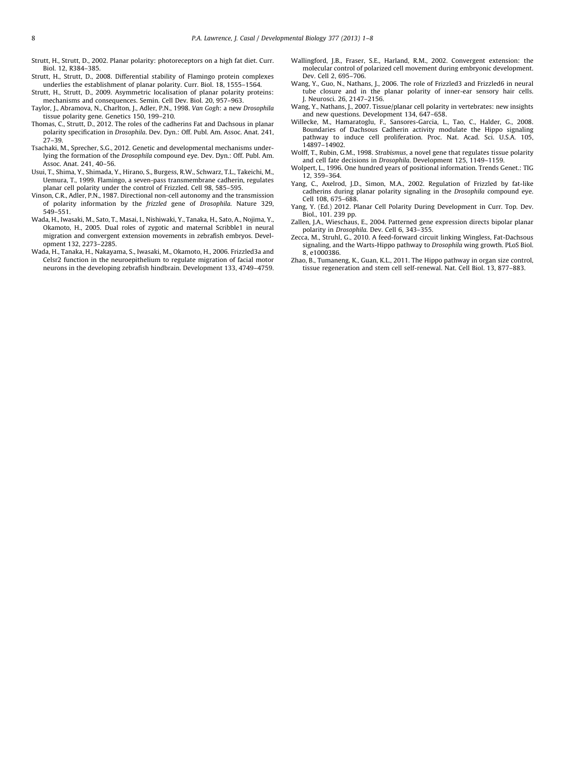Strutt, H., Strutt, D., 2002. Planar polarity: photoreceptors on a high fat diet. Curr. Biol. 12, R384–385.

Strutt, H., Strutt, D., 2008. Differential stability of Flamingo protein complexes underlies the establishment of planar polarity. Curr. Biol. 18, 1555–1564.

Strutt, H., Strutt, D., 2009. Asymmetric localisation of planar polarity proteins: mechanisms and consequences. Semin. Cell Dev. Biol. 20, 957–963.

Taylor, J., Abramova, N., Charlton, J., Adler, P.N., 1998. *Van Gogh*: a new *Drosophila* tissue polarity gene. Genetics 150, 199–210.

Thomas, C., Strutt, D., 2012. The roles of the cadherins Fat and Dachsous in planar polarity specification in *Drosophila*. Dev. Dyn.: Off. Publ. Am. Assoc. Anat. 241, 27–39.

Tsachaki, M., Sprecher, S.G., 2012. Genetic and developmental mechanisms underlying the formation of the *Drosophila* compound eye. Dev. Dyn.: Off. Publ. Am. Assoc. Anat. 241, 40–56.

Usui, T., Shima, Y., Shimada, Y., Hirano, S., Burgess, R.W., Schwarz, T.L., Takeichi, M., Uemura, T., 1999. Flamingo, a seven-pass transmembrane cadherin, regulates planar cell polarity under the control of Frizzled. Cell 98, 585–595.

Vinson, C.R., Adler, P.N., 1987. Directional non-cell autonomy and the transmission of polarity information by the *frizzled* gene of *Drosophila*. Nature 329, 549–551.

Wada, H., Iwasaki, M., Sato, T., Masai, I., Nishiwaki, Y., Tanaka, H., Sato, A., Nojima, Y., Okamoto, H., 2005. Dual roles of zygotic and maternal Scribble1 in neural migration and convergent extension movements in zebrafish embryos. Development 132, 2273–2285.

Wada, H., Tanaka, H., Nakayama, S., Iwasaki, M., Okamoto, H., 2006. Frizzled3a and Celsr2 function in the neuroepithelium to regulate migration of facial motor neurons in the developing zebrafish hindbrain. Development 133, 4749–4759.

Wallingford, J.B., Fraser, S.E., Harland, R.M., 2002. Convergent extension: the molecular control of polarized cell movement during embryonic development. Dev. Cell 2, 695–706.

Wang, Y., Guo, N., Nathans, J., 2006. The role of Frizzled3 and Frizzled6 in neural tube closure and in the planar polarity of inner-ear sensory hair cells. J. Neurosci. 26, 2147–2156.

Wang, Y., Nathans, J., 2007. Tissue/planar cell polarity in vertebrates: new insights and new questions. Development 134, 647–658.

Willecke, M., Hamaratoglu, F., Sansores-Garcia, L., Tao, C., Halder, G., 2008. Boundaries of Dachsous Cadherin activity modulate the Hippo signaling pathway to induce cell proliferation. Proc. Nat. Acad. Sci. U.S.A. 105, 14897–14902.

Wolff, T., Rubin, G.M., 1998. *Strabismus*, a novel gene that regulates tissue polarity and cell fate decisions in *Drosophila*. Development 125, 1149–1159.

Wolpert, L., 1996. One hundred years of positional information. Trends Genet.: TIG 12, 359–364.

Yang, C., Axelrod, J.D., Simon, M.A., 2002. Regulation of Frizzled by fat-like cadherins during planar polarity signaling in the *Drosophila* compound eye. Cell 108, 675–688.

Yang, Y. (Ed.) 2012. Planar Cell Polarity During Development in Curr. Top. Dev. Biol., 101. 239 pp.

Zallen, J.A., Wieschaus, E., 2004. Patterned gene expression directs bipolar planar polarity in *Drosophila*. Dev. Cell 6, 343–355.

Zecca, M., Struhl, G., 2010. A feed-forward circuit linking Wingless, Fat-Dachsous signaling, and the Warts-Hippo pathway to *Drosophila* wing growth. PLoS Biol. 8, e1000386.

Zhao, B., Tumaneng, K., Guan, K.L., 2011. The Hippo pathway in organ size control, tissue regeneration and stem cell self-renewal. Nat. Cell Biol. 13, 877–883.